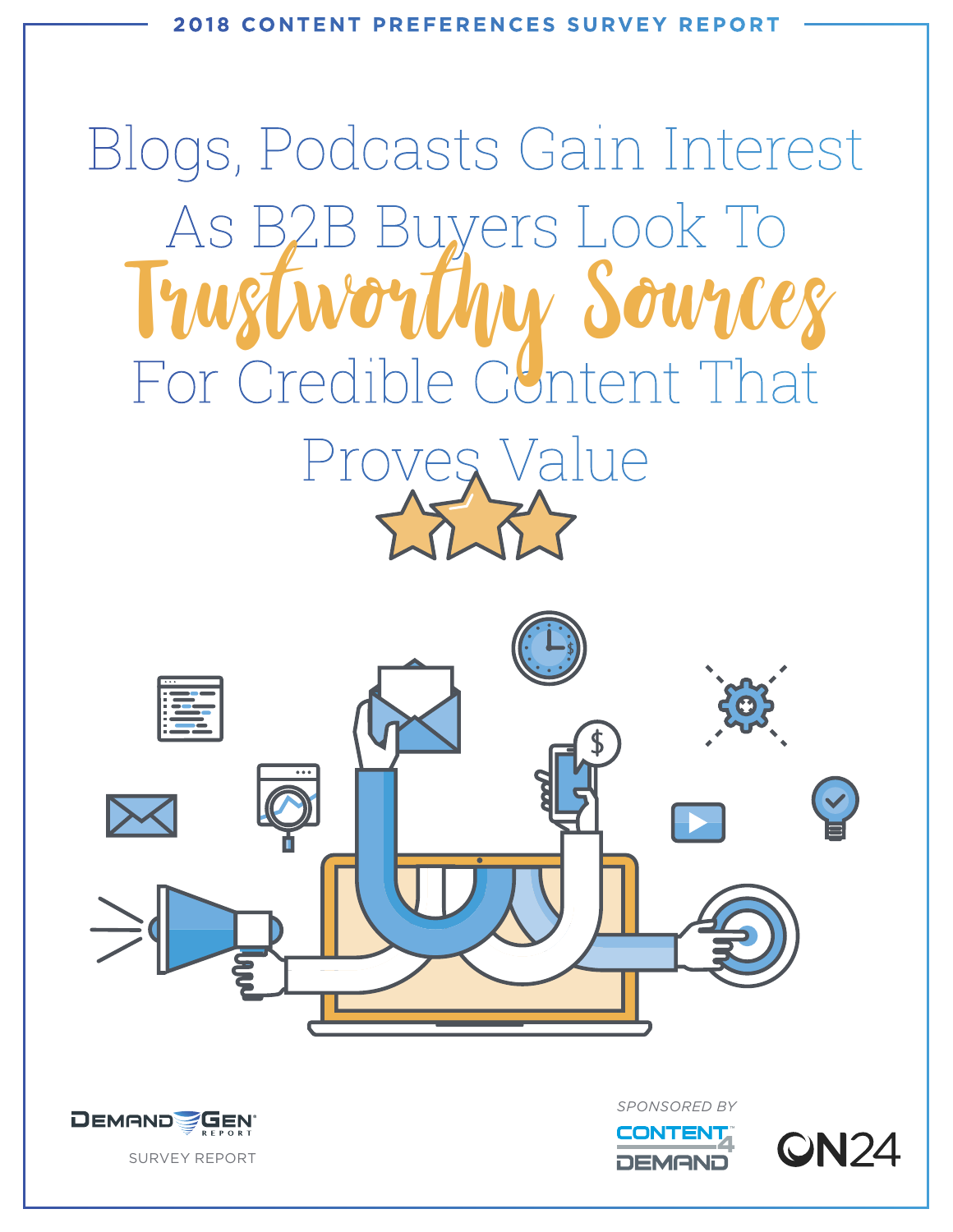2018 CONTENT PREFERENCES SURVEY REPORT

# Blogs, Podcasts Gain Interest As B2B Buyers Look To Trustworthy Sources For Credible Content That Proves Value

DEMAND GEN REPORT

SURVEY REPORT

SPONSORED BY

CONTENT 4 DEMAND

ON24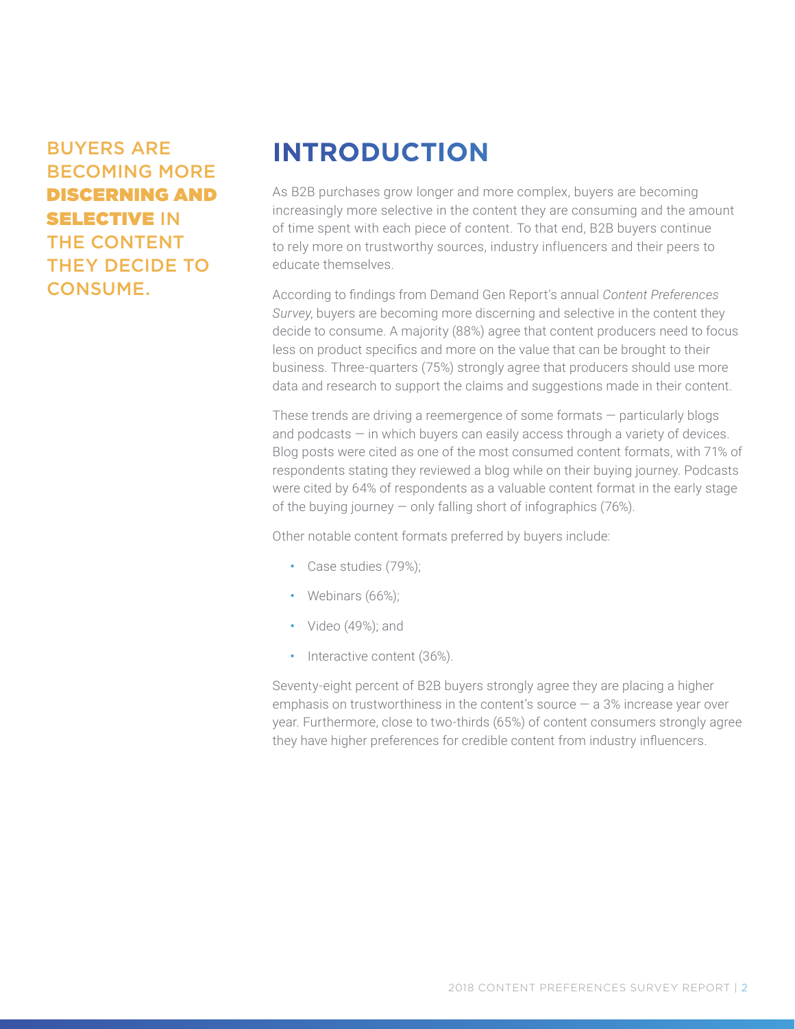BUYERS ARE BECOMING MORE **DISCERNING AND SELECTIVE** IN THE CONTENT THEY DECIDE TO CONSUME.

# INTRODUCTION

As B2B purchases grow longer and more complex, buyers are becoming increasingly more selective in the content they are consuming and the amount of time spent with each piece of content. To that end, B2B buyers continue to rely more on trustworthy sources, industry influencers and their peers to educate themselves.

According to findings from Demand Gen Report's annual *Content Preferences Survey*, buyers are becoming more discerning and selective in the content they decide to consume. A majority (88%) agree that content producers need to focus less on product specifics and more on the value that can be brought to their business. Three-quarters (75%) strongly agree that producers should use more data and research to support the claims and suggestions made in their content.

These trends are driving a reemergence of some formats — particularly blogs and podcasts — in which buyers can easily access through a variety of devices. Blog posts were cited as one of the most consumed content formats, with 71% of respondents stating they reviewed a blog while on their buying journey. Podcasts were cited by 64% of respondents as a valuable content format in the early stage of the buying journey — only falling short of infographics (76%).

Other notable content formats preferred by buyers include:

- Case studies (79%);
- Webinars (66%);
- Video (49%); and
- Interactive content (36%).

Seventy-eight percent of B2B buyers strongly agree they are placing a higher emphasis on trustworthiness in the content's source — a 3% increase year over year. Furthermore, close to two-thirds (65%) of content consumers strongly agree they have higher preferences for credible content from industry influencers.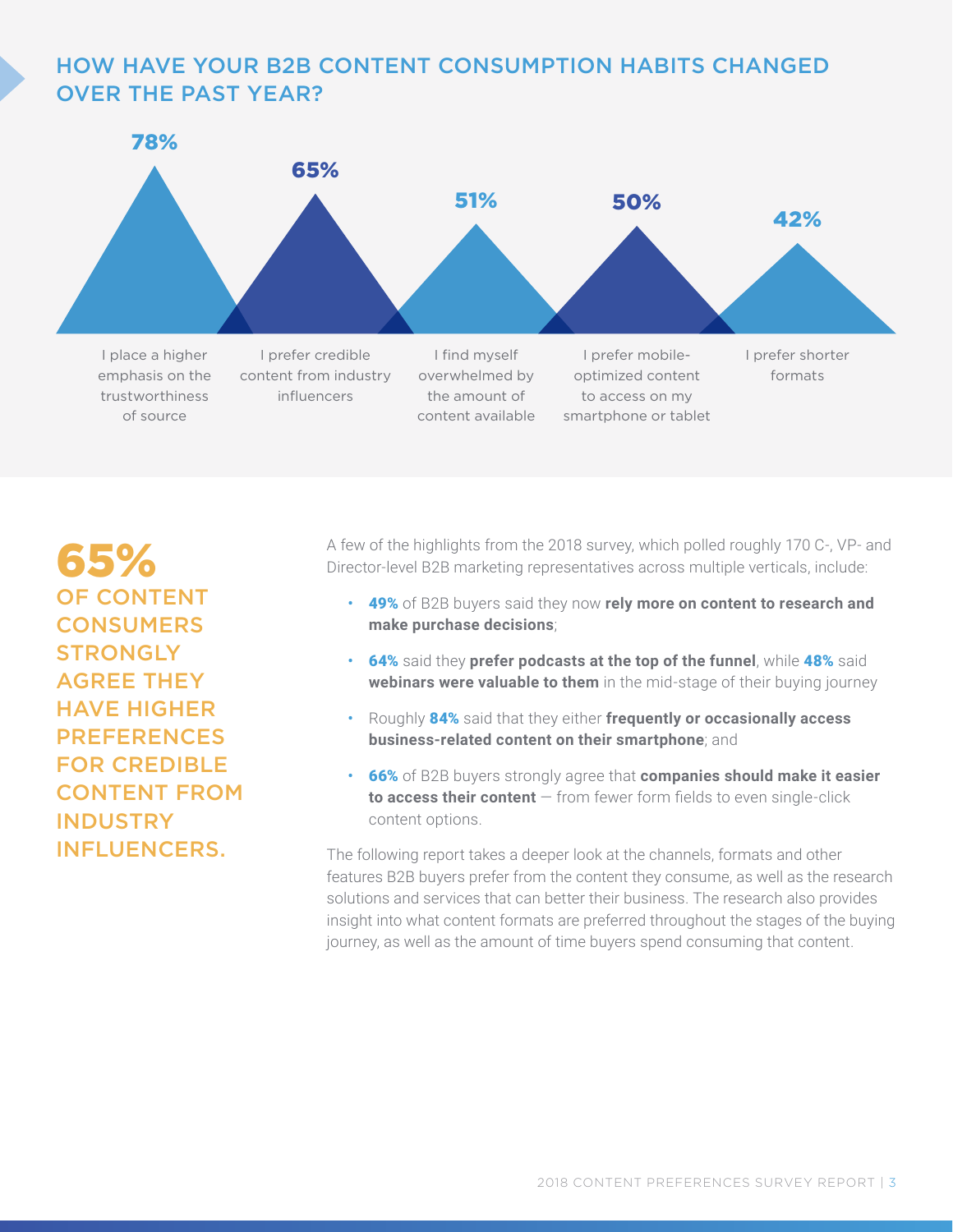## HOW HAVE YOUR B2B CONTENT CONSUMPTION HABITS CHANGED OVER THE PAST YEAR?

| Percentage | Statement |
| --- | --- |
| 78% | I place a higher emphasis on the trustworthiness of source |
| 65% | I prefer credible content from industry influencers |
| 51% | I find myself overwhelmed by the amount of content available |
| 50% | I prefer mobile-optimized content to access on my smartphone or tablet |
| 42% | I prefer shorter formats |

**65%** OF CONTENT CONSUMERS STRONGLY AGREE THEY HAVE HIGHER PREFERENCES FOR CREDIBLE CONTENT FROM INDUSTRY INFLUENCERS.

A few of the highlights from the 2018 survey, which polled roughly 170 C-, VP- and Director-level B2B marketing representatives across multiple verticals, include:

- **49%** of B2B buyers said they now **rely more on content to research and make purchase decisions**;
- **64%** said they **prefer podcasts at the top of the funnel**, while **48%** said **webinars were valuable to them** in the mid-stage of their buying journey
- Roughly **84%** said that they either **frequently or occasionally access business-related content on their smartphone**; and
- **66%** of B2B buyers strongly agree that **companies should make it easier to access their content** — from fewer form fields to even single-click content options.

The following report takes a deeper look at the channels, formats and other features B2B buyers prefer from the content they consume, as well as the research solutions and services that can better their business. The research also provides insight into what content formats are preferred throughout the stages of the buying journey, as well as the amount of time buyers spend consuming that content.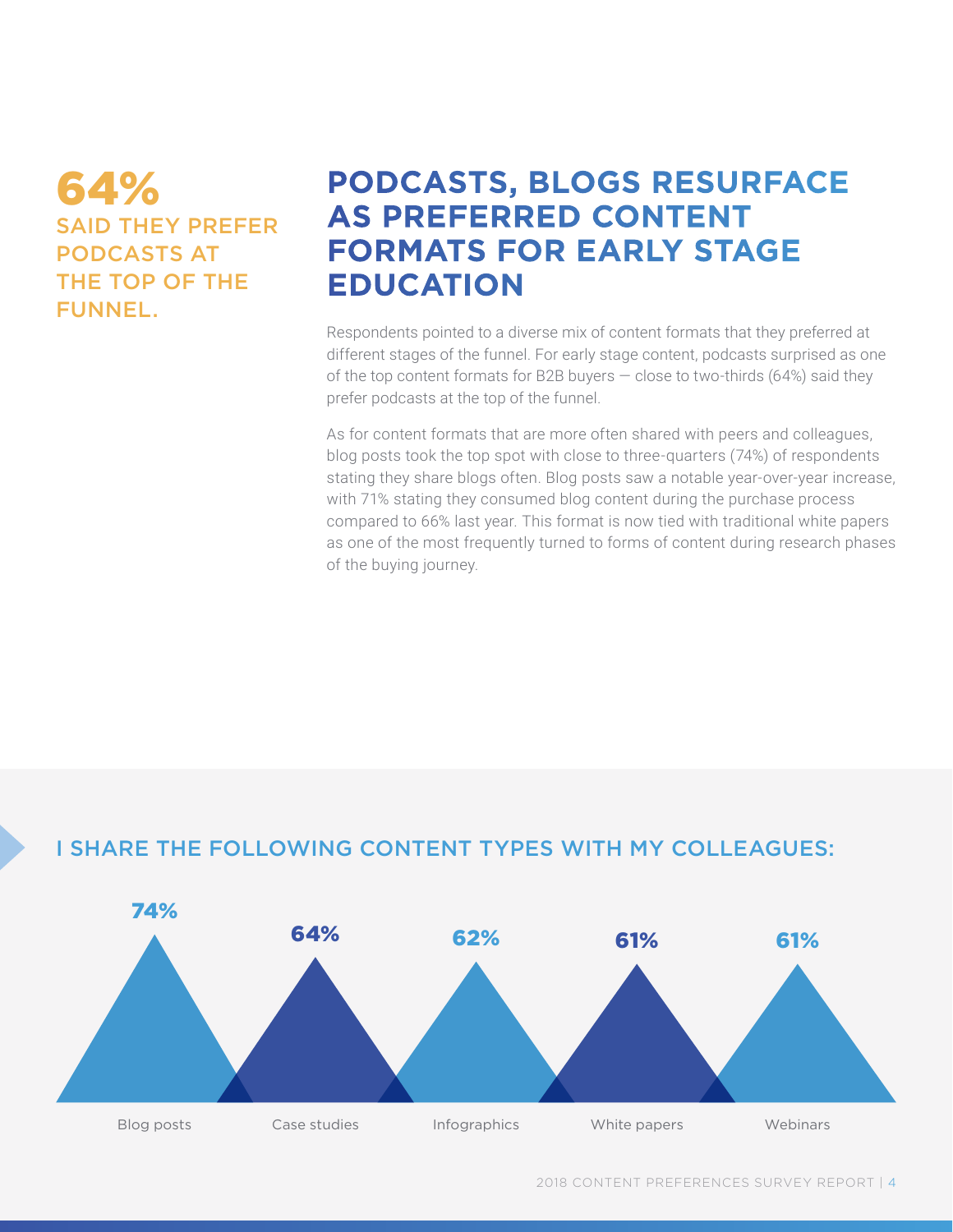**64%**

**SAID THEY PREFER PODCASTS AT THE TOP OF THE FUNNEL.**

## PODCASTS, BLOGS RESURFACE AS PREFERRED CONTENT FORMATS FOR EARLY STAGE EDUCATION

Respondents pointed to a diverse mix of content formats that they preferred at different stages of the funnel. For early stage content, podcasts surprised as one of the top content formats for B2B buyers — close to two-thirds (64%) said they prefer podcasts at the top of the funnel.

As for content formats that are more often shared with peers and colleagues, blog posts took the top spot with close to three-quarters (74%) of respondents stating they share blogs often. Blog posts saw a notable year-over-year increase, with 71% stating they consumed blog content during the purchase process compared to 66% last year. This format is now tied with traditional white papers as one of the most frequently turned to forms of content during research phases of the buying journey.

### I SHARE THE FOLLOWING CONTENT TYPES WITH MY COLLEAGUES:

| Blog posts | Case studies | Infographics | White papers | Webinars |
|---|---|---|---|---|
| 74% | 64% | 62% | 61% | 61% |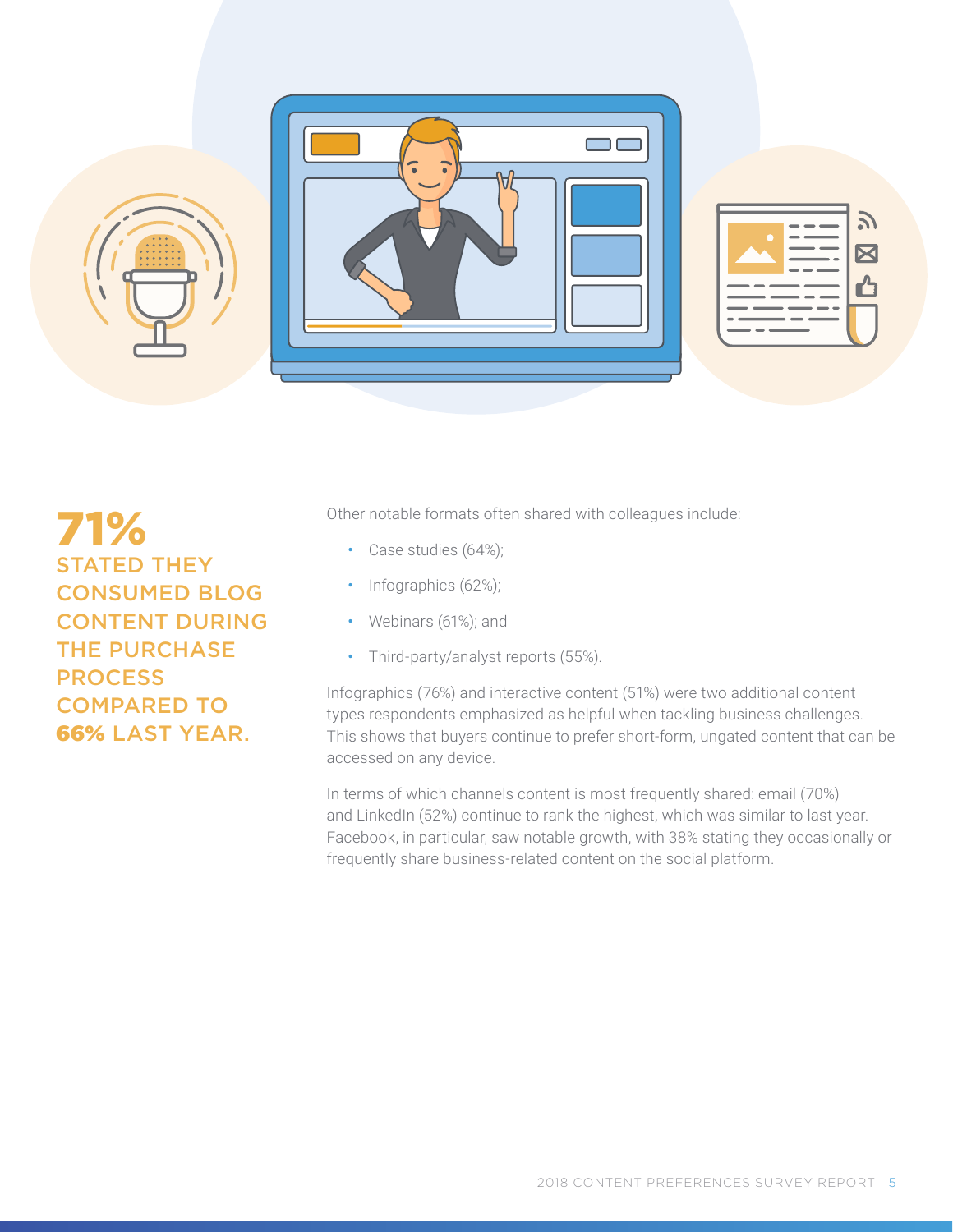**71%**
**STATED THEY CONSUMED BLOG CONTENT DURING THE PURCHASE PROCESS COMPARED TO 66% LAST YEAR.**

Other notable formats often shared with colleagues include:

- Case studies (64%);
- Infographics (62%);
- Webinars (61%); and
- Third-party/analyst reports (55%).

Infographics (76%) and interactive content (51%) were two additional content types respondents emphasized as helpful when tackling business challenges. This shows that buyers continue to prefer short-form, ungated content that can be accessed on any device.

In terms of which channels content is most frequently shared: email (70%) and LinkedIn (52%) continue to rank the highest, which was similar to last year. Facebook, in particular, saw notable growth, with 38% stating they occasionally or frequently share business-related content on the social platform.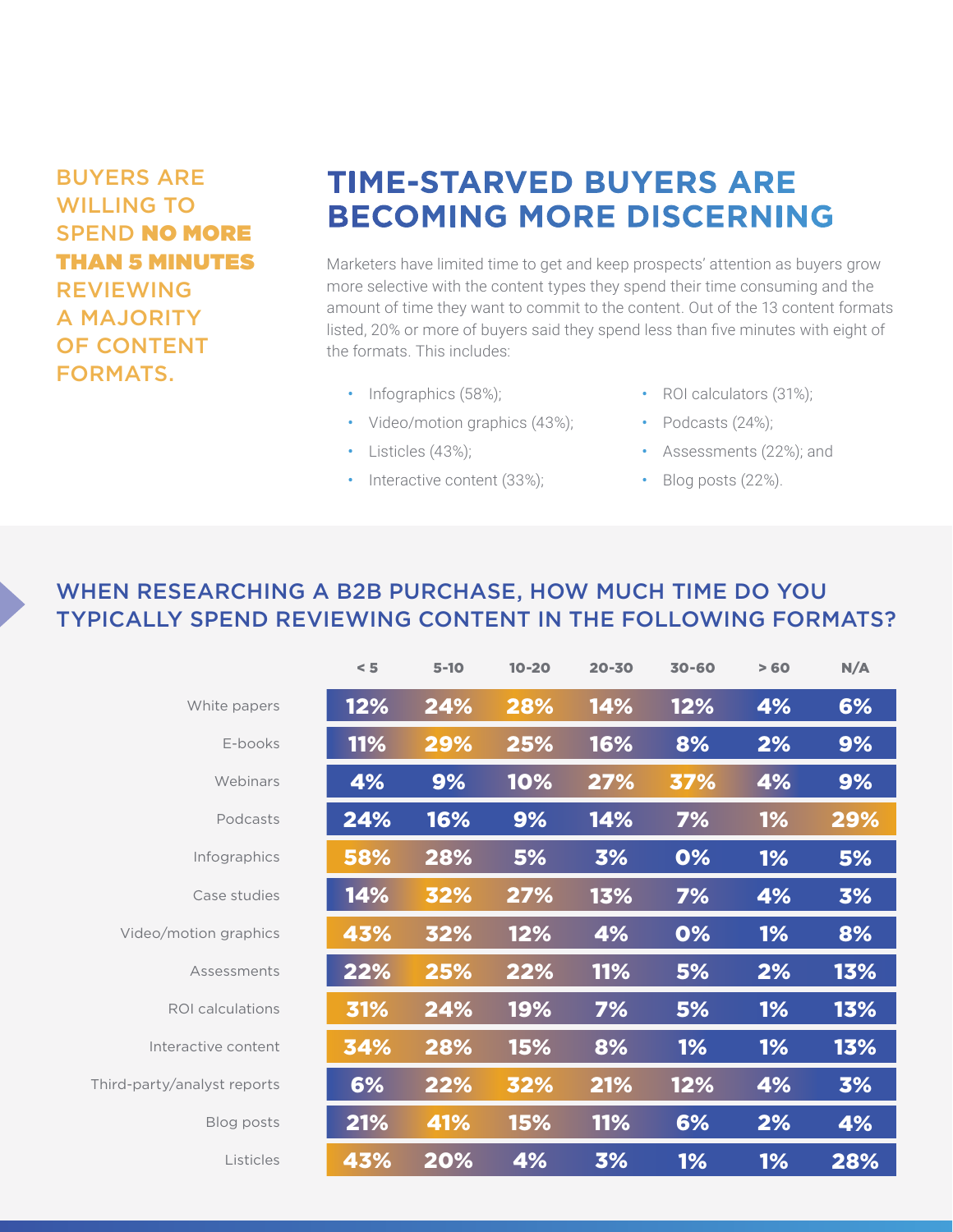BUYERS ARE WILLING TO SPEND **NO MORE THAN 5 MINUTES** REVIEWING A MAJORITY OF CONTENT FORMATS.

# TIME-STARVED BUYERS ARE BECOMING MORE DISCERNING

Marketers have limited time to get and keep prospects' attention as buyers grow more selective with the content types they spend their time consuming and the amount of time they want to commit to the content. Out of the 13 content formats listed, 20% or more of buyers said they spend less than five minutes with eight of the formats. This includes:

- Infographics (58%);
- Video/motion graphics (43%);
- Listicles (43%);
- Interactive content (33%);
- ROI calculators (31%);
- Podcasts (24%);
- Assessments (22%); and
- Blog posts (22%).

## WHEN RESEARCHING A B2B PURCHASE, HOW MUCH TIME DO YOU TYPICALLY SPEND REVIEWING CONTENT IN THE FOLLOWING FORMATS?

| | < 5 | 5-10 | 10-20 | 20-30 | 30-60 | > 60 | N/A |
|---|---|---|---|---|---|---|---|
| White papers | 12% | 24% | 28% | 14% | 12% | 4% | 6% |
| E-books | 11% | 29% | 25% | 16% | 8% | 2% | 9% |
| Webinars | 4% | 9% | 10% | 27% | 37% | 4% | 9% |
| Podcasts | 24% | 16% | 9% | 14% | 7% | 1% | 29% |
| Infographics | 58% | 28% | 5% | 3% | 0% | 1% | 5% |
| Case studies | 14% | 32% | 27% | 13% | 7% | 4% | 3% |
| Video/motion graphics | 43% | 32% | 12% | 4% | 0% | 1% | 8% |
| Assessments | 22% | 25% | 22% | 11% | 5% | 2% | 13% |
| ROI calculations | 31% | 24% | 19% | 7% | 5% | 1% | 13% |
| Interactive content | 34% | 28% | 15% | 8% | 1% | 1% | 13% |
| Third-party/analyst reports | 6% | 22% | 32% | 21% | 12% | 4% | 3% |
| Blog posts | 21% | 41% | 15% | 11% | 6% | 2% | 4% |
| Listicles | 43% | 20% | 4% | 3% | 1% | 1% | 28% |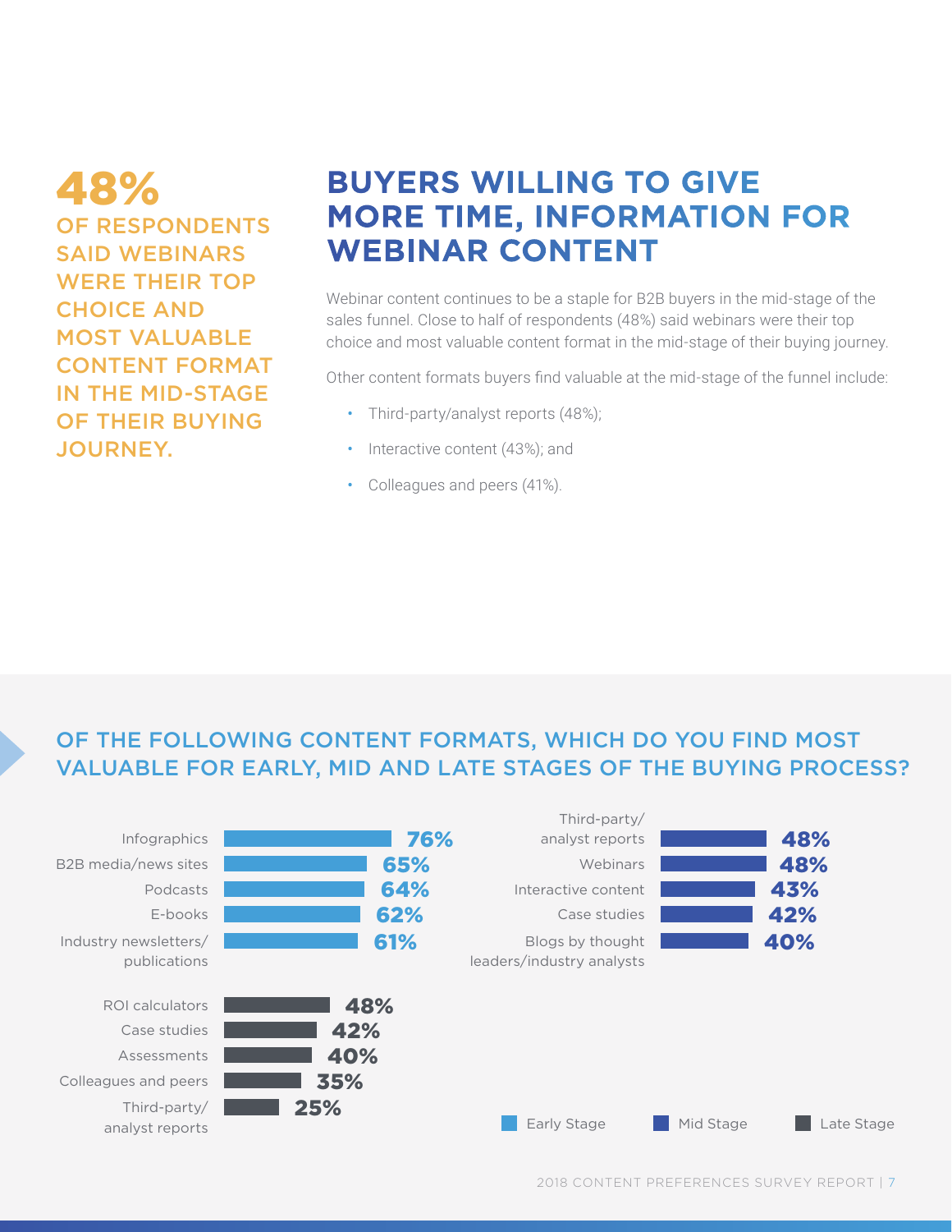**48%**

**OF RESPONDENTS SAID WEBINARS WERE THEIR TOP CHOICE AND MOST VALUABLE CONTENT FORMAT IN THE MID-STAGE OF THEIR BUYING JOURNEY.**

## BUYERS WILLING TO GIVE MORE TIME, INFORMATION FOR WEBINAR CONTENT

Webinar content continues to be a staple for B2B buyers in the mid-stage of the sales funnel. Close to half of respondents (48%) said webinars were their top choice and most valuable content format in the mid-stage of their buying journey.

Other content formats buyers find valuable at the mid-stage of the funnel include:

- Third-party/analyst reports (48%);
- Interactive content (43%); and
- Colleagues and peers (41%).

### OF THE FOLLOWING CONTENT FORMATS, WHICH DO YOU FIND MOST VALUABLE FOR EARLY, MID AND LATE STAGES OF THE BUYING PROCESS?

**Early Stage**

| Content format | % |
| --- | --- |
| Infographics | 76% |
| B2B media/news sites | 65% |
| Podcasts | 64% |
| E-books | 62% |
| Industry newsletters/publications | 61% |

**Mid Stage**

| Content format | % |
| --- | --- |
| Third-party/analyst reports | 48% |
| Webinars | 48% |
| Interactive content | 43% |
| Case studies | 42% |
| Blogs by thought leaders/industry analysts | 40% |

**Late Stage**

| Content format | % |
| --- | --- |
| ROI calculators | 48% |
| Case studies | 42% |
| Assessments | 40% |
| Colleagues and peers | 35% |
| Third-party/analyst reports | 25% |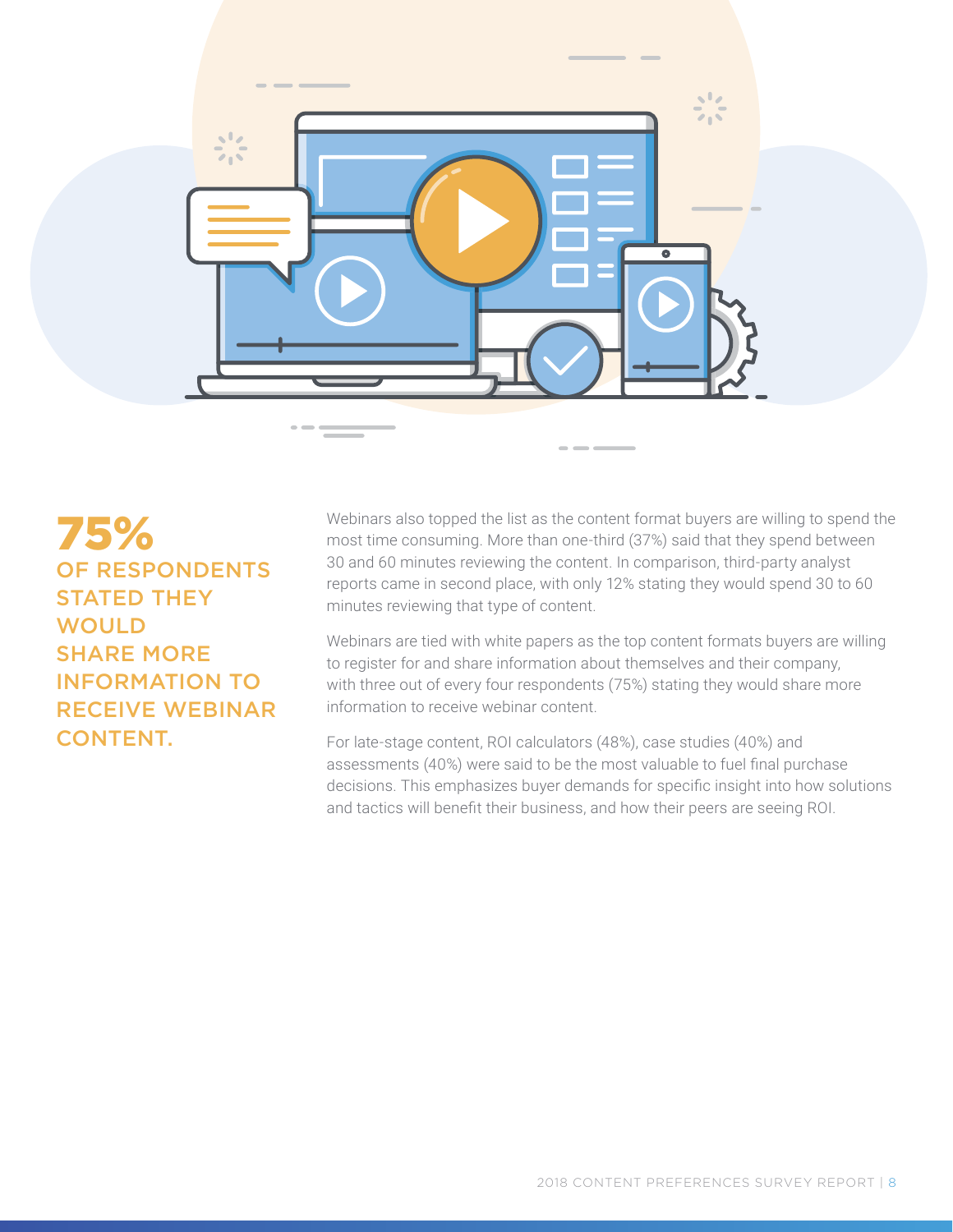**75%**

**OF RESPONDENTS STATED THEY WOULD SHARE MORE INFORMATION TO RECEIVE WEBINAR CONTENT.**

Webinars also topped the list as the content format buyers are willing to spend the most time consuming. More than one-third (37%) said that they spend between 30 and 60 minutes reviewing the content. In comparison, third-party analyst reports came in second place, with only 12% stating they would spend 30 to 60 minutes reviewing that type of content.

Webinars are tied with white papers as the top content formats buyers are willing to register for and share information about themselves and their company, with three out of every four respondents (75%) stating they would share more information to receive webinar content.

For late-stage content, ROI calculators (48%), case studies (40%) and assessments (40%) were said to be the most valuable to fuel final purchase decisions. This emphasizes buyer demands for specific insight into how solutions and tactics will benefit their business, and how their peers are seeing ROI.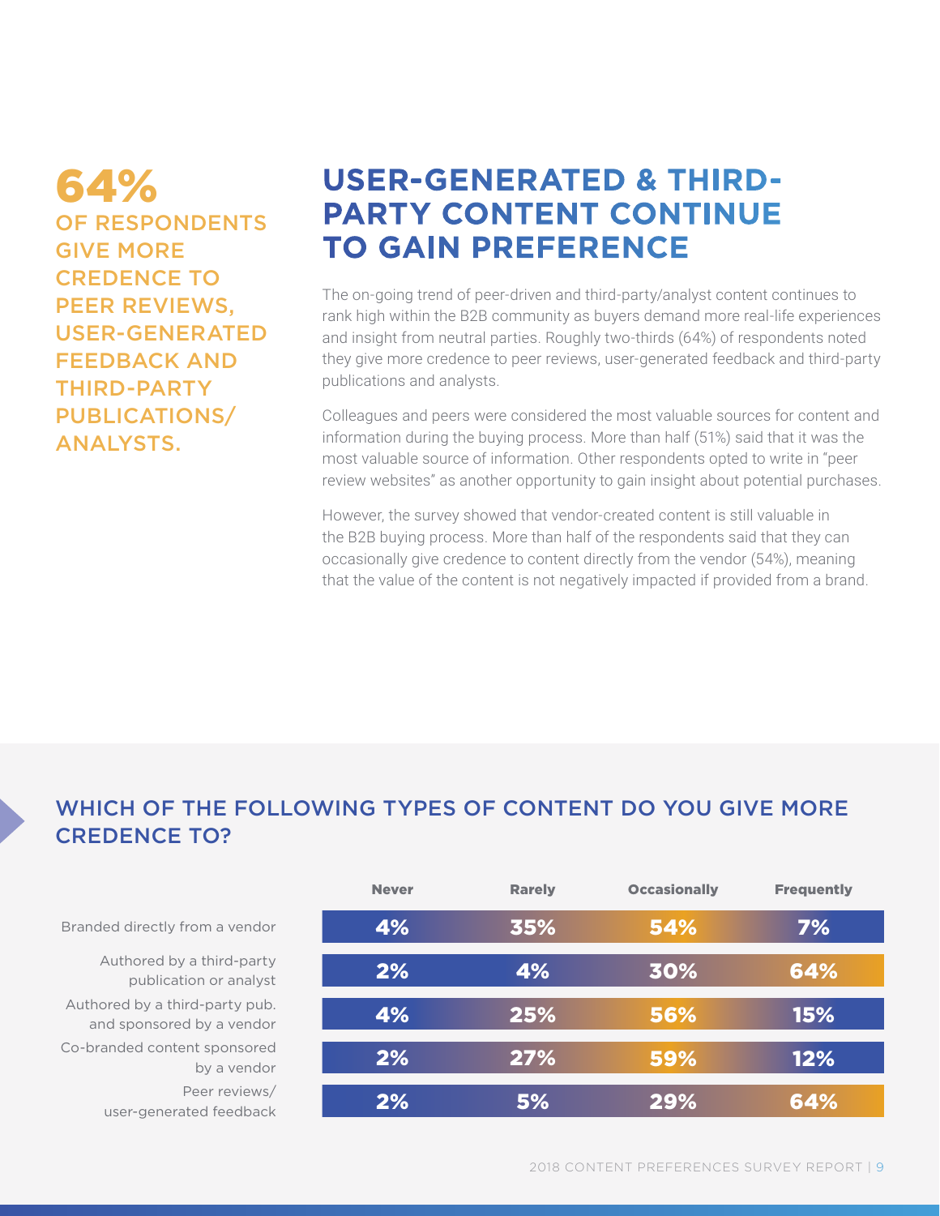**64%**

**OF RESPONDENTS GIVE MORE CREDENCE TO PEER REVIEWS, USER-GENERATED FEEDBACK AND THIRD-PARTY PUBLICATIONS/ ANALYSTS.**

## USER-GENERATED & THIRD-PARTY CONTENT CONTINUE TO GAIN PREFERENCE

The on-going trend of peer-driven and third-party/analyst content continues to rank high within the B2B community as buyers demand more real-life experiences and insight from neutral parties. Roughly two-thirds (64%) of respondents noted they give more credence to peer reviews, user-generated feedback and third-party publications and analysts.

Colleagues and peers were considered the most valuable sources for content and information during the buying process. More than half (51%) said that it was the most valuable source of information. Other respondents opted to write in "peer review websites" as another opportunity to gain insight about potential purchases.

However, the survey showed that vendor-created content is still valuable in the B2B buying process. More than half of the respondents said that they can occasionally give credence to content directly from the vendor (54%), meaning that the value of the content is not negatively impacted if provided from a brand.

### WHICH OF THE FOLLOWING TYPES OF CONTENT DO YOU GIVE MORE CREDENCE TO?

| | Never | Rarely | Occasionally | Frequently |
|---|---|---|---|---|
| Branded directly from a vendor | 4% | 35% | 54% | 7% |
| Authored by a third-party publication or analyst | 2% | 4% | 30% | 64% |
| Authored by a third-party pub. and sponsored by a vendor | 4% | 25% | 56% | 15% |
| Co-branded content sponsored by a vendor | 2% | 27% | 59% | 12% |
| Peer reviews/ user-generated feedback | 2% | 5% | 29% | 64% |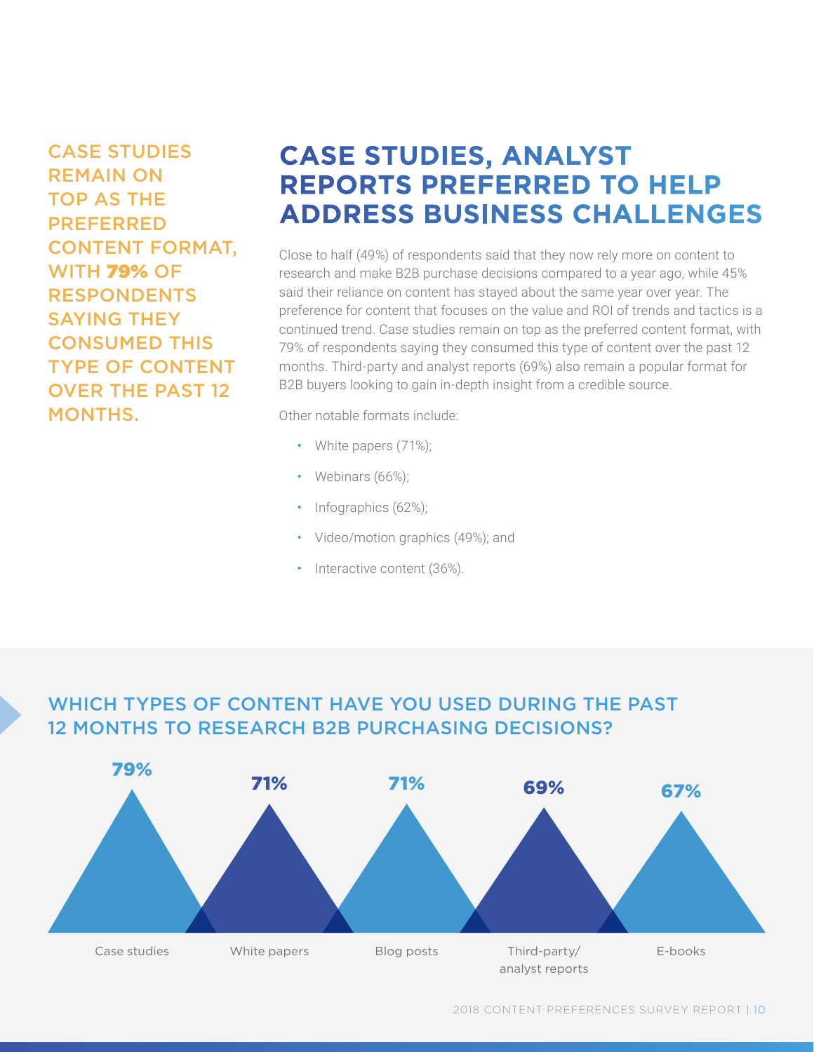CASE STUDIES REMAIN ON TOP AS THE PREFERRED CONTENT FORMAT, WITH **79%** OF RESPONDENTS SAYING THEY CONSUMED THIS TYPE OF CONTENT OVER THE PAST 12 MONTHS.

# CASE STUDIES, ANALYST REPORTS PREFERRED TO HELP ADDRESS BUSINESS CHALLENGES

Close to half (49%) of respondents said that they now rely more on content to research and make B2B purchase decisions compared to a year ago, while 45% said their reliance on content has stayed about the same year over year. The preference for content that focuses on the value and ROI of trends and tactics is a continued trend. Case studies remain on top as the preferred content format, with 79% of respondents saying they consumed this type of content over the past 12 months. Third-party and analyst reports (69%) also remain a popular format for B2B buyers looking to gain in-depth insight from a credible source.

Other notable formats include:

- White papers (71%);
- Webinars (66%);
- Infographics (62%);
- Video/motion graphics (49%); and
- Interactive content (36%).

## WHICH TYPES OF CONTENT HAVE YOU USED DURING THE PAST 12 MONTHS TO RESEARCH B2B PURCHASING DECISIONS?

| Case studies | White papers | Blog posts | Third-party/ analyst reports | E-books |
|---|---|---|---|---|
| 79% | 71% | 71% | 69% | 67% |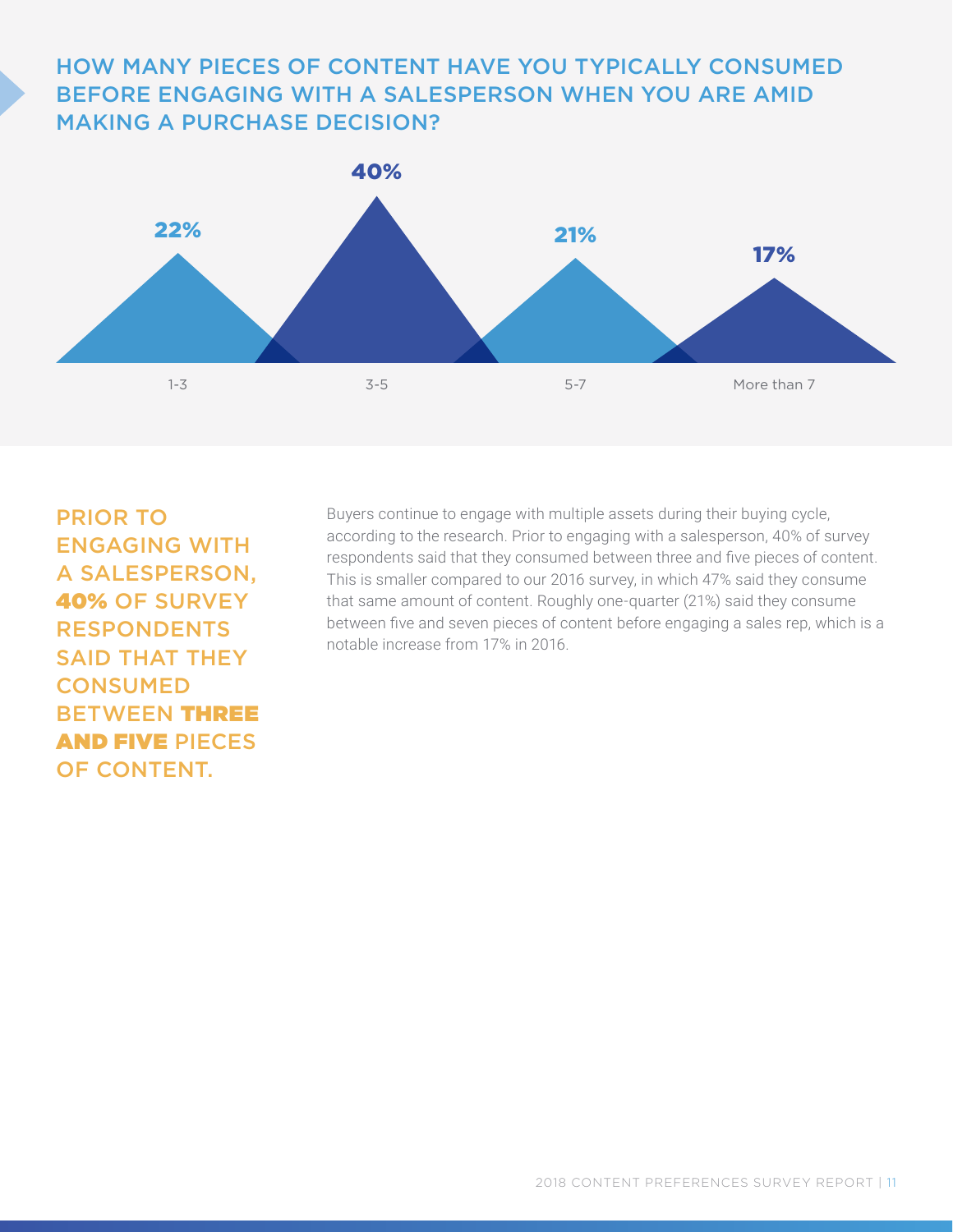## HOW MANY PIECES OF CONTENT HAVE YOU TYPICALLY CONSUMED BEFORE ENGAGING WITH A SALESPERSON WHEN YOU ARE AMID MAKING A PURCHASE DECISION?

| 1-3 | 3-5 | 5-7 | More than 7 |
|---|---|---|---|
| 22% | 40% | 21% | 17% |

**PRIOR TO ENGAGING WITH A SALESPERSON, 40% OF SURVEY RESPONDENTS SAID THAT THEY CONSUMED BETWEEN THREE AND FIVE PIECES OF CONTENT.**

Buyers continue to engage with multiple assets during their buying cycle, according to the research. Prior to engaging with a salesperson, 40% of survey respondents said that they consumed between three and five pieces of content. This is smaller compared to our 2016 survey, in which 47% said they consume that same amount of content. Roughly one-quarter (21%) said they consume between five and seven pieces of content before engaging a sales rep, which is a notable increase from 17% in 2016.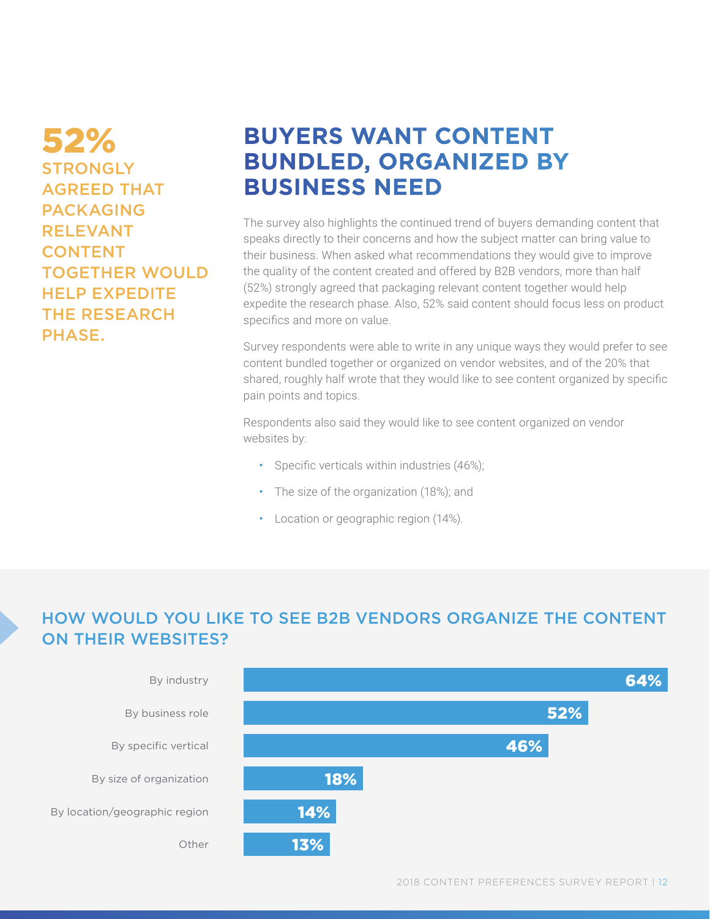**52%**

**STRONGLY AGREED THAT PACKAGING RELEVANT CONTENT TOGETHER WOULD HELP EXPEDITE THE RESEARCH PHASE.**

## BUYERS WANT CONTENT BUNDLED, ORGANIZED BY BUSINESS NEED

The survey also highlights the continued trend of buyers demanding content that speaks directly to their concerns and how the subject matter can bring value to their business. When asked what recommendations they would give to improve the quality of the content created and offered by B2B vendors, more than half (52%) strongly agreed that packaging relevant content together would help expedite the research phase. Also, 52% said content should focus less on product specifics and more on value.

Survey respondents were able to write in any unique ways they would prefer to see content bundled together or organized on vendor websites, and of the 20% that shared, roughly half wrote that they would like to see content organized by specific pain points and topics.

Respondents also said they would like to see content organized on vendor websites by:

- Specific verticals within industries (46%);
- The size of the organization (18%); and
- Location or geographic region (14%).

### HOW WOULD YOU LIKE TO SEE B2B VENDORS ORGANIZE THE CONTENT ON THEIR WEBSITES?

| Response | Percentage |
|---|---|
| By industry | 64% |
| By business role | 52% |
| By specific vertical | 46% |
| By size of organization | 18% |
| By location/geographic region | 14% |
| Other | 13% |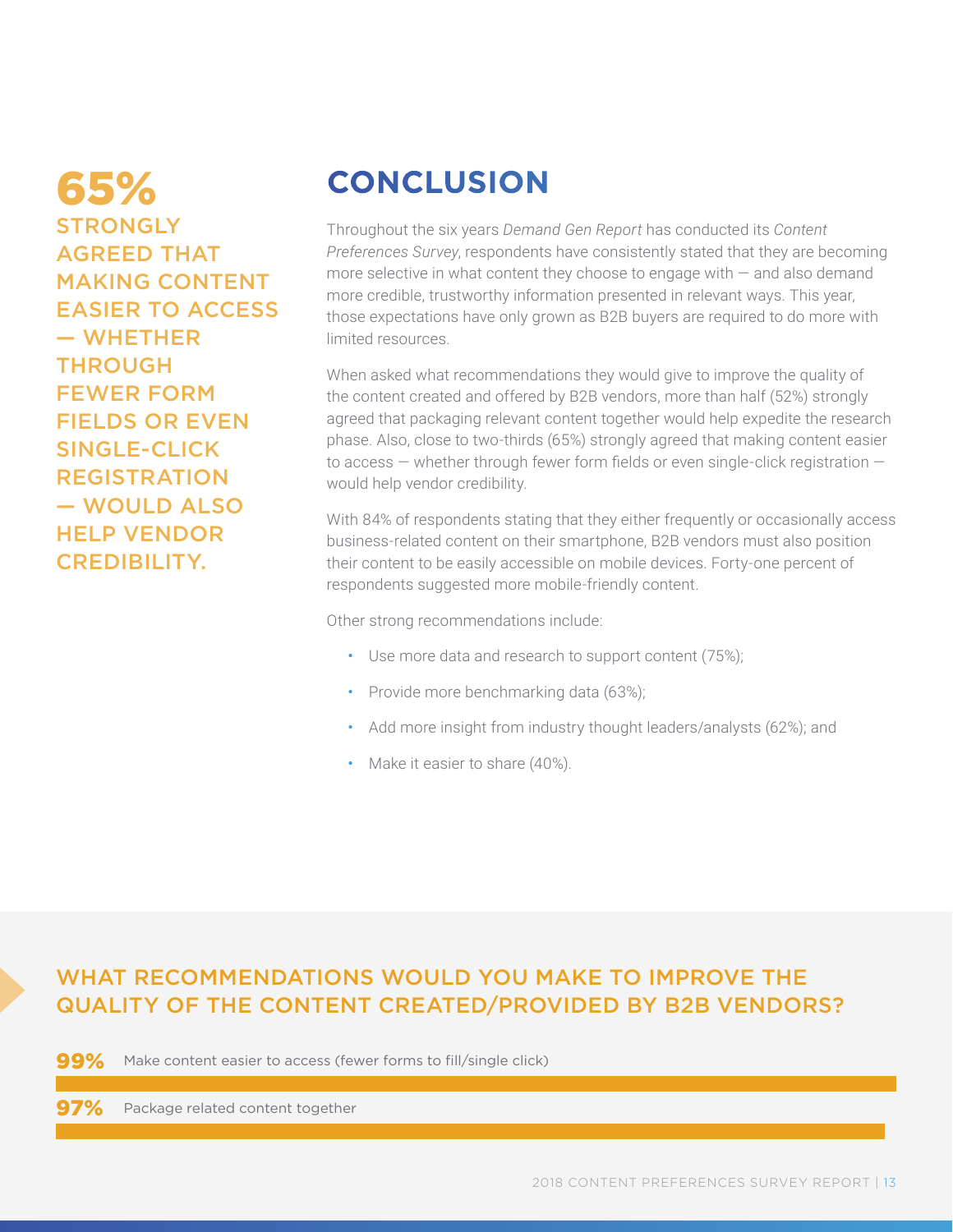**65%**

**STRONGLY AGREED THAT MAKING CONTENT EASIER TO ACCESS — WHETHER THROUGH FEWER FORM FIELDS OR EVEN SINGLE-CLICK REGISTRATION — WOULD ALSO HELP VENDOR CREDIBILITY.**

# CONCLUSION

Throughout the six years *Demand Gen Report* has conducted its *Content Preferences Survey*, respondents have consistently stated that they are becoming more selective in what content they choose to engage with — and also demand more credible, trustworthy information presented in relevant ways. This year, those expectations have only grown as B2B buyers are required to do more with limited resources.

When asked what recommendations they would give to improve the quality of the content created and offered by B2B vendors, more than half (52%) strongly agreed that packaging relevant content together would help expedite the research phase. Also, close to two-thirds (65%) strongly agreed that making content easier to access — whether through fewer form fields or even single-click registration — would help vendor credibility.

With 84% of respondents stating that they either frequently or occasionally access business-related content on their smartphone, B2B vendors must also position their content to be easily accessible on mobile devices. Forty-one percent of respondents suggested more mobile-friendly content.

Other strong recommendations include:

- Use more data and research to support content (75%);
- Provide more benchmarking data (63%);
- Add more insight from industry thought leaders/analysts (62%); and
- Make it easier to share (40%).

## WHAT RECOMMENDATIONS WOULD YOU MAKE TO IMPROVE THE QUALITY OF THE CONTENT CREATED/PROVIDED BY B2B VENDORS?

**99%** Make content easier to access (fewer forms to fill/single click)

**97%** Package related content together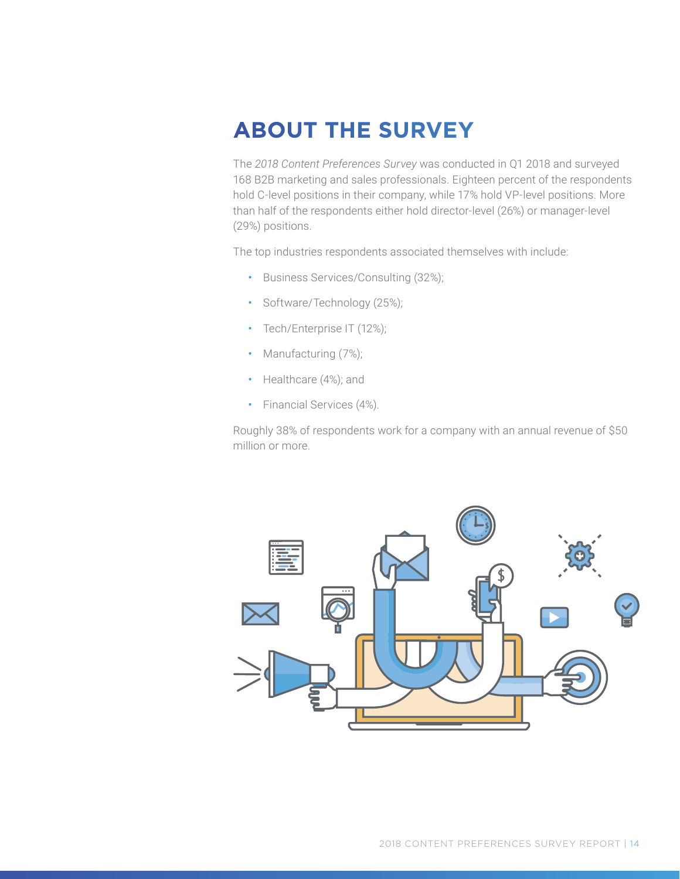# ABOUT THE SURVEY

The *2018 Content Preferences Survey* was conducted in Q1 2018 and surveyed 168 B2B marketing and sales professionals. Eighteen percent of the respondents hold C-level positions in their company, while 17% hold VP-level positions. More than half of the respondents either hold director-level (26%) or manager-level (29%) positions.

The top industries respondents associated themselves with include:

- Business Services/Consulting (32%);
- Software/Technology (25%);
- Tech/Enterprise IT (12%);
- Manufacturing (7%);
- Healthcare (4%); and
- Financial Services (4%).

Roughly 38% of respondents work for a company with an annual revenue of $50 million or more.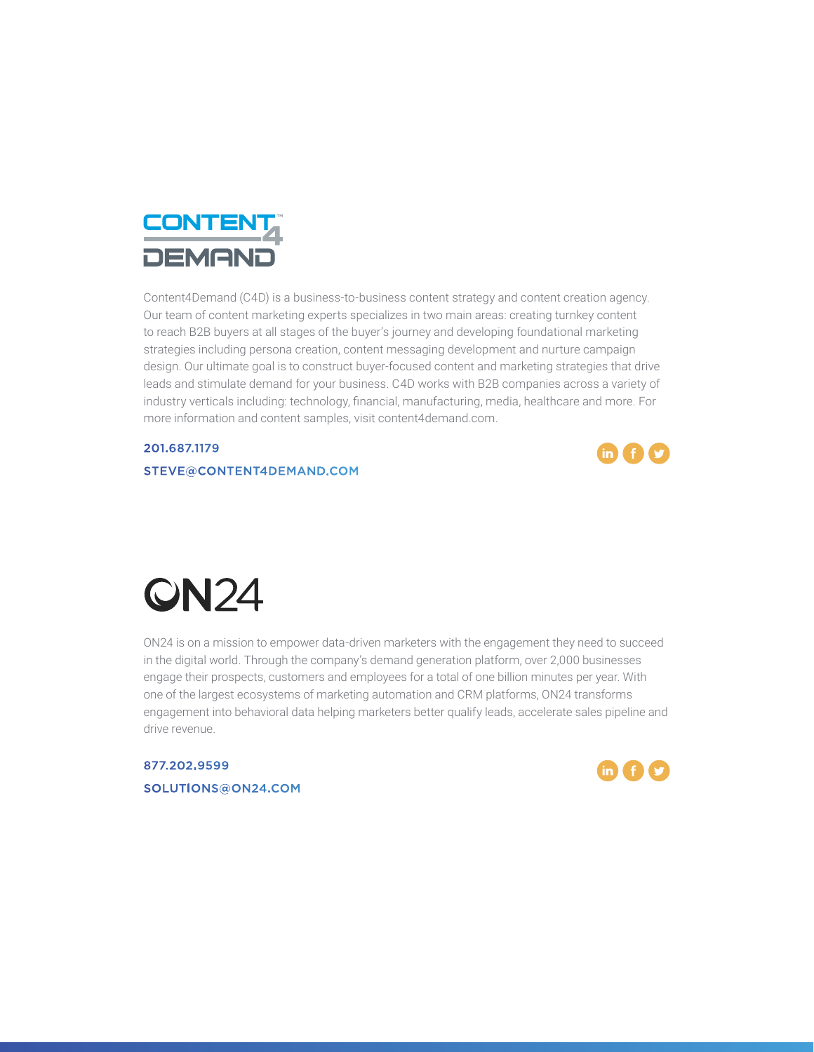# CONTENT4DEMAND

Content4Demand (C4D) is a business-to-business content strategy and content creation agency. Our team of content marketing experts specializes in two main areas: creating turnkey content to reach B2B buyers at all stages of the buyer's journey and developing foundational marketing strategies including persona creation, content messaging development and nurture campaign design. Our ultimate goal is to construct buyer-focused content and marketing strategies that drive leads and stimulate demand for your business. C4D works with B2B companies across a variety of industry verticals including: technology, financial, manufacturing, media, healthcare and more. For more information and content samples, visit content4demand.com.

201.687.1179

STEVE@CONTENT4DEMAND.COM

# ON24

ON24 is on a mission to empower data-driven marketers with the engagement they need to succeed in the digital world. Through the company's demand generation platform, over 2,000 businesses engage their prospects, customers and employees for a total of one billion minutes per year. With one of the largest ecosystems of marketing automation and CRM platforms, ON24 transforms engagement into behavioral data helping marketers better qualify leads, accelerate sales pipeline and drive revenue.

877.202.9599

SOLUTIONS@ON24.COM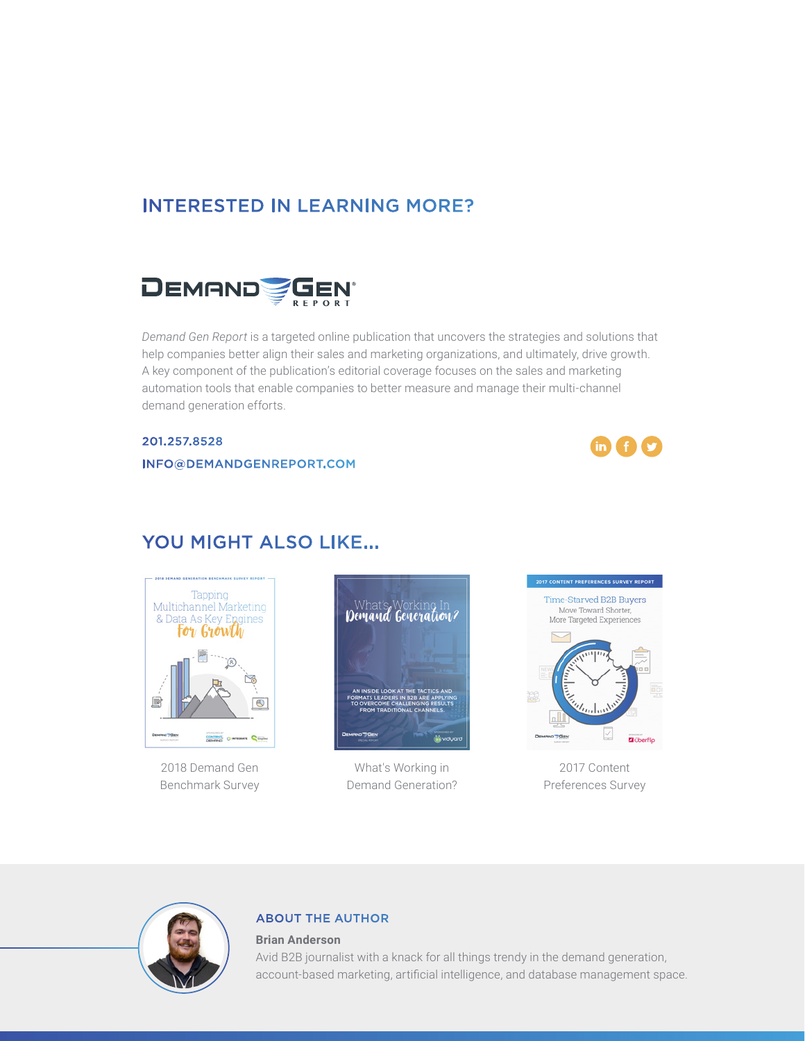## INTERESTED IN LEARNING MORE?

*Demand Gen Report* is a targeted online publication that uncovers the strategies and solutions that help companies better align their sales and marketing organizations, and ultimately, drive growth. A key component of the publication's editorial coverage focuses on the sales and marketing automation tools that enable companies to better measure and manage their multi-channel demand generation efforts.

201.257.8528

INFO@DEMANDGENREPORT.COM

## YOU MIGHT ALSO LIKE...

2018 Demand Gen Benchmark Survey

What's Working in Demand Generation?

2017 Content Preferences Survey

### ABOUT THE AUTHOR

**Brian Anderson**

Avid B2B journalist with a knack for all things trendy in the demand generation, account-based marketing, artificial intelligence, and database management space.